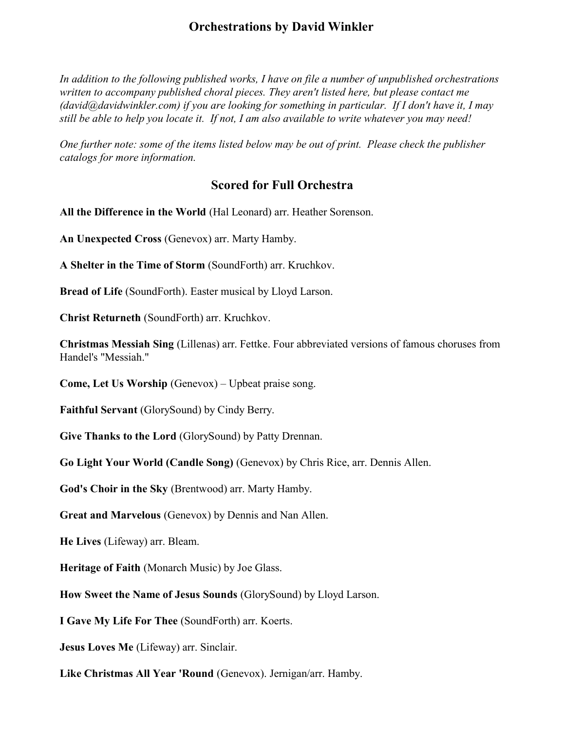# Orchestrations by David Winkler

*In addition to the following published works, I have on file a number of unpublished orchestrations written to accompany published choral pieces. They aren't listed here, but please contact me (david@davidwinkler.com) if you are looking for something in particular. If I don't have it, I may still be able to help you locate it. If not, I am also available to write whatever you may need!*

*One further note: some of the items listed below may be out of print. Please check the publisher catalogs for more information.*

## Scored for Full Orchestra

**All the Difference in the World** (Hal Leonard) arr. Heather Sorenson.

**An Unexpected Cross** (Genevox) arr. Marty Hamby.

**A Shelter in the Time of Storm** (SoundForth) arr. Kruchkov.

**Bread of Life** (SoundForth). Easter musical by Lloyd Larson.

**Christ Returneth** (SoundForth) arr. Kruchkov.

**Christmas Messiah Sing** (Lillenas) arr. Fettke. Four abbreviated versions of famous choruses from Handel's "Messiah."

**Come, Let Us Worship** (Genevox) – Upbeat praise song.

**Faithful Servant** (GlorySound) by Cindy Berry.

**Give Thanks to the Lord** (GlorySound) by Patty Drennan.

**Go Light Your World (Candle Song)** (Genevox) by Chris Rice, arr. Dennis Allen.

**God's Choir in the Sky** (Brentwood) arr. Marty Hamby.

**Great and Marvelous** (Genevox) by Dennis and Nan Allen.

**He Lives** (Lifeway) arr. Bleam.

**Heritage of Faith** (Monarch Music) by Joe Glass.

**How Sweet the Name of Jesus Sounds** (GlorySound) by Lloyd Larson.

**I Gave My Life For Thee** (SoundForth) arr. Koerts.

**Jesus Loves Me** (Lifeway) arr. Sinclair.

**Like Christmas All Year 'Round** (Genevox). Jernigan/arr. Hamby.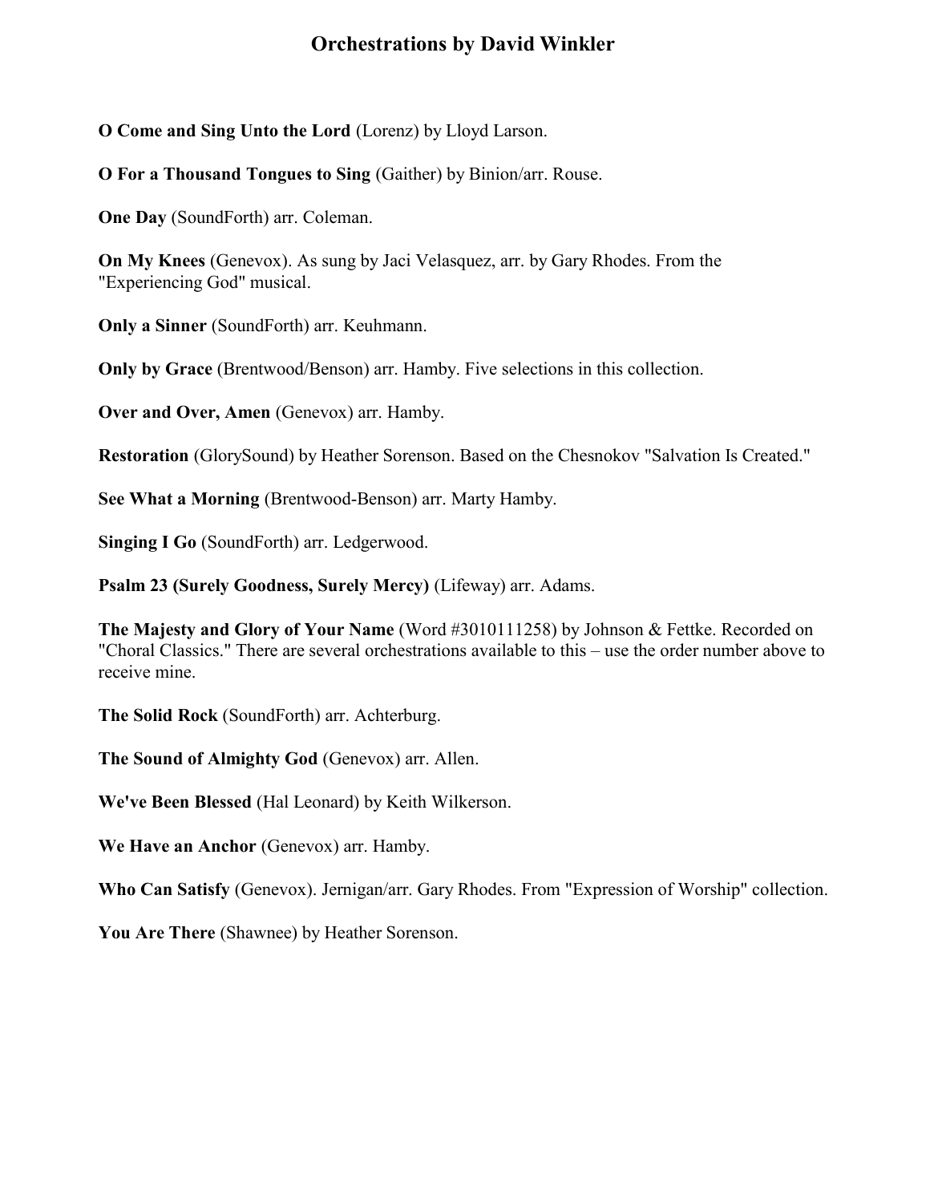# Orchestrations by David Winkler

**O Come and Sing Unto the Lord** (Lorenz) by Lloyd Larson.

**O For a Thousand Tongues to Sing** (Gaither) by Binion/arr. Rouse.

**One Day** (SoundForth) arr. Coleman.

**On My Knees** (Genevox). As sung by Jaci Velasquez, arr. by Gary Rhodes. From the "Experiencing God" musical.

**Only a Sinner** (SoundForth) arr. Keuhmann.

**Only by Grace** (Brentwood/Benson) arr. Hamby. Five selections in this collection.

**Over and Over, Amen** (Genevox) arr. Hamby.

**Restoration** (GlorySound) by Heather Sorenson. Based on the Chesnokov "Salvation Is Created."

**See What a Morning** (Brentwood-Benson) arr. Marty Hamby.

**Singing I Go** (SoundForth) arr. Ledgerwood.

**Psalm 23 (Surely Goodness, Surely Mercy)** (Lifeway) arr. Adams.

**The Majesty and Glory of Your Name** (Word #3010111258) by Johnson & Fettke. Recorded on "Choral Classics." There are several orchestrations available to this – use the order number above to receive mine.

**The Solid Rock** (SoundForth) arr. Achterburg.

**The Sound of Almighty God** (Genevox) arr. Allen.

**We've Been Blessed** (Hal Leonard) by Keith Wilkerson.

**We Have an Anchor** (Genevox) arr. Hamby.

**Who Can Satisfy** (Genevox). Jernigan/arr. Gary Rhodes. From "Expression of Worship" collection.

**You Are There** (Shawnee) by Heather Sorenson.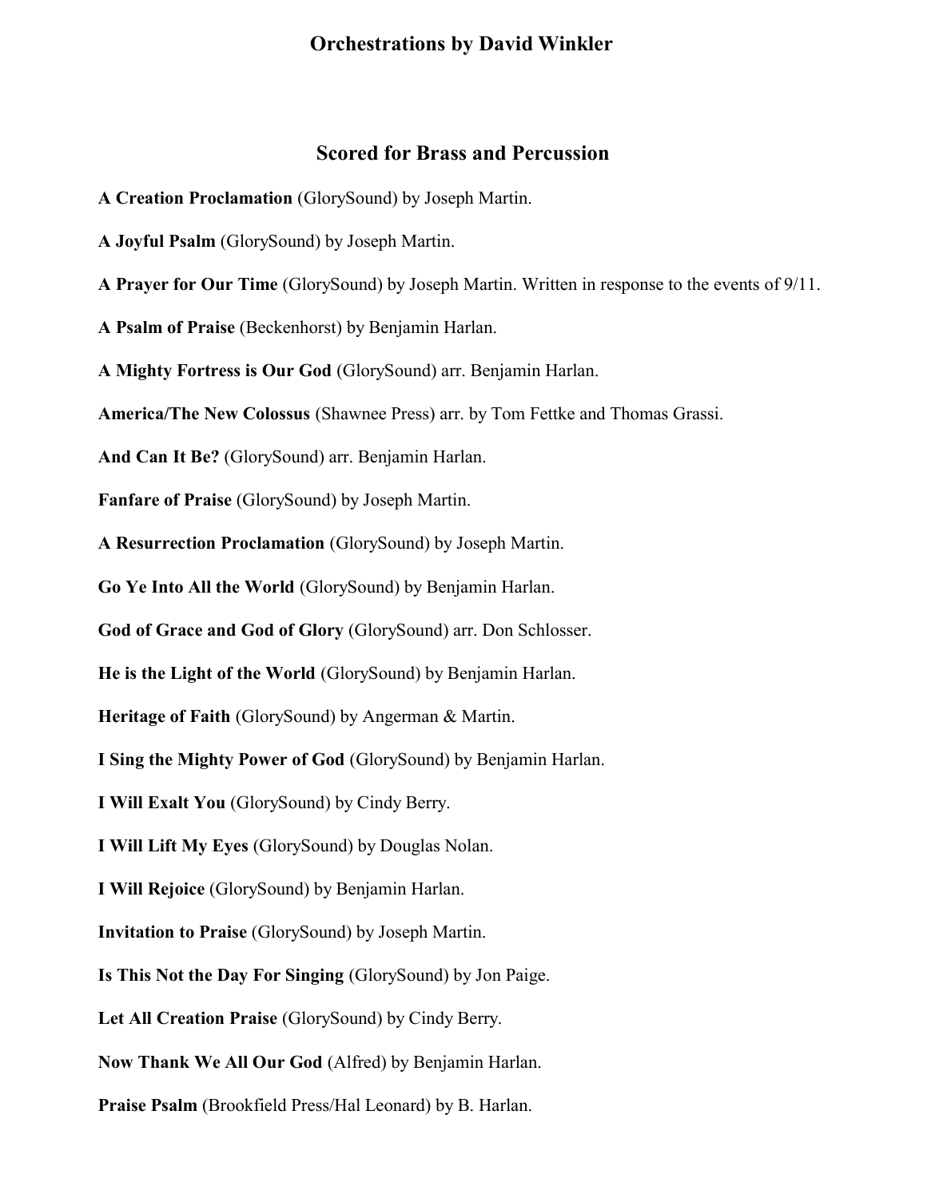# Orchestrations by David Winkler

## Scored for Brass and Percussion

**A Creation Proclamation** (GlorySound) by Joseph Martin.

**A Joyful Psalm** (GlorySound) by Joseph Martin.

**A Prayer for Our Time** (GlorySound) by Joseph Martin. Written in response to the events of 9/11.

**A Psalm of Praise** (Beckenhorst) by Benjamin Harlan.

**A Mighty Fortress is Our God** (GlorySound) arr. Benjamin Harlan.

**America/The New Colossus** (Shawnee Press) arr. by Tom Fettke and Thomas Grassi.

**And Can It Be?** (GlorySound) arr. Benjamin Harlan.

**Fanfare of Praise** (GlorySound) by Joseph Martin.

**A Resurrection Proclamation** (GlorySound) by Joseph Martin.

**Go Ye Into All the World** (GlorySound) by Benjamin Harlan.

**God of Grace and God of Glory** (GlorySound) arr. Don Schlosser.

**He is the Light of the World** (GlorySound) by Benjamin Harlan.

**Heritage of Faith** (GlorySound) by Angerman & Martin.

**I Sing the Mighty Power of God** (GlorySound) by Benjamin Harlan.

**I Will Exalt You** (GlorySound) by Cindy Berry.

**I Will Lift My Eyes** (GlorySound) by Douglas Nolan.

**I Will Rejoice** (GlorySound) by Benjamin Harlan.

**Invitation to Praise** (GlorySound) by Joseph Martin.

**Is This Not the Day For Singing** (GlorySound) by Jon Paige.

**Let All Creation Praise** (GlorySound) by Cindy Berry.

**Now Thank We All Our God** (Alfred) by Benjamin Harlan.

**Praise Psalm** (Brookfield Press/Hal Leonard) by B. Harlan.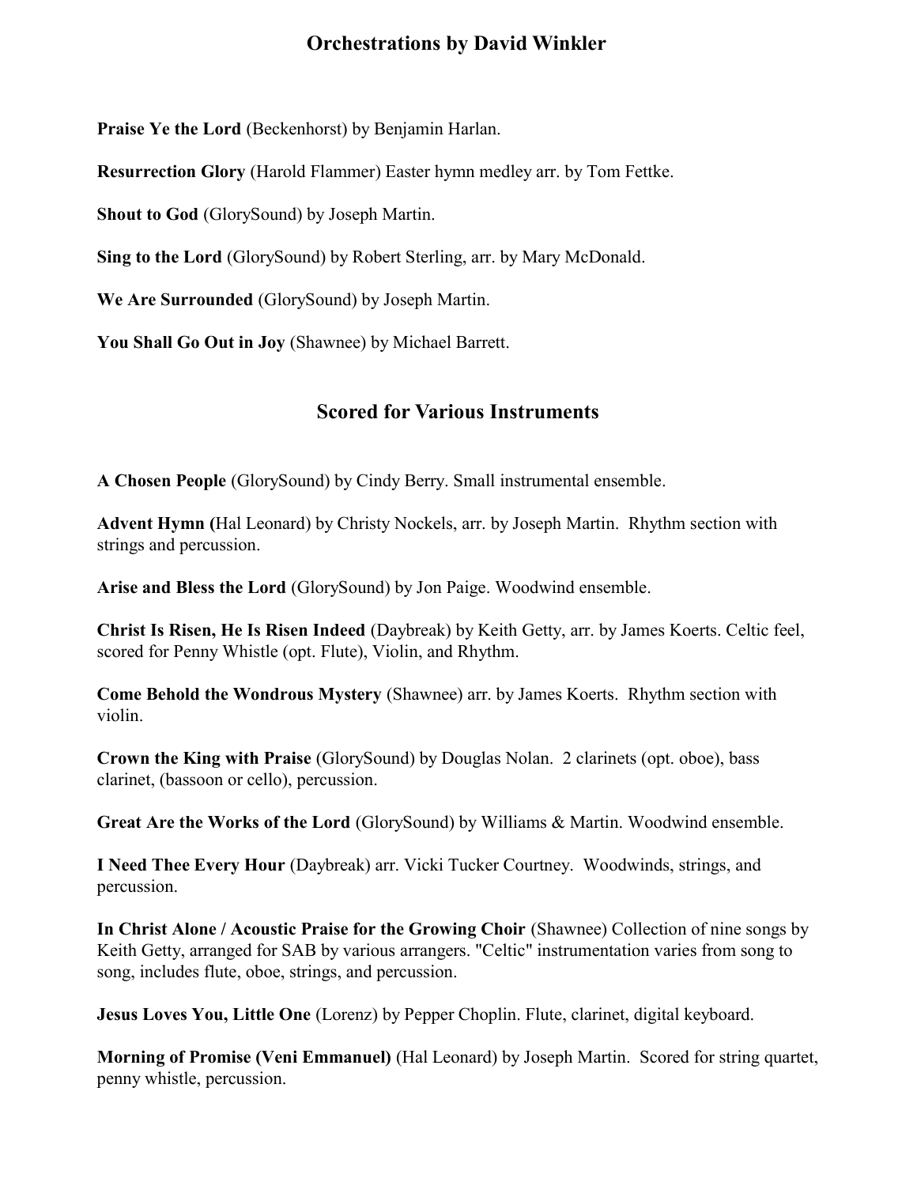## Orchestrations by David Winkler

**Praise Ye the Lord** (Beckenhorst) by Benjamin Harlan.

**Resurrection Glory** (Harold Flammer) Easter hymn medley arr. by Tom Fettke.

**Shout to God** (GlorySound) by Joseph Martin.

**Sing to the Lord** (GlorySound) by Robert Sterling, arr. by Mary McDonald.

**We Are Surrounded** (GlorySound) by Joseph Martin.

**You Shall Go Out in Joy** (Shawnee) by Michael Barrett.

## Scored for Various Instruments

**A Chosen People** (GlorySound) by Cindy Berry. Small instrumental ensemble.

**Advent Hymn (**Hal Leonard) by Christy Nockels, arr. by Joseph Martin. Rhythm section with strings and percussion.

**Arise and Bless the Lord** (GlorySound) by Jon Paige. Woodwind ensemble.

**Christ Is Risen, He Is Risen Indeed** (Daybreak) by Keith Getty, arr. by James Koerts. Celtic feel, scored for Penny Whistle (opt. Flute), Violin, and Rhythm.

**Come Behold the Wondrous Mystery** (Shawnee) arr. by James Koerts. Rhythm section with violin.

**Crown the King with Praise** (GlorySound) by Douglas Nolan. 2 clarinets (opt. oboe), bass clarinet, (bassoon or cello), percussion.

**Great Are the Works of the Lord** (GlorySound) by Williams & Martin. Woodwind ensemble.

**I Need Thee Every Hour** (Daybreak) arr. Vicki Tucker Courtney. Woodwinds, strings, and percussion.

**In Christ Alone / Acoustic Praise for the Growing Choir** (Shawnee) Collection of nine songs by Keith Getty, arranged for SAB by various arrangers. "Celtic" instrumentation varies from song to song, includes flute, oboe, strings, and percussion.

**Jesus Loves You, Little One** (Lorenz) by Pepper Choplin. Flute, clarinet, digital keyboard.

**Morning of Promise (Veni Emmanuel)** (Hal Leonard) by Joseph Martin. Scored for string quartet, penny whistle, percussion.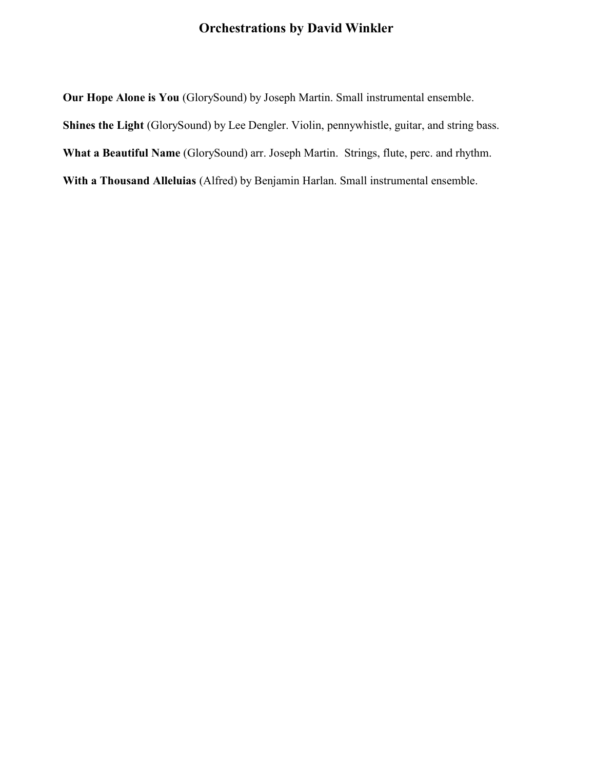# Orchestrations by David Winkler

**Our Hope Alone is You** (GlorySound) by Joseph Martin. Small instrumental ensemble.

**Shines the Light** (GlorySound) by Lee Dengler. Violin, pennywhistle, guitar, and string bass.

**What a Beautiful Name** (GlorySound) arr. Joseph Martin. Strings, flute, perc. and rhythm.

**With a Thousand Alleluias** (Alfred) by Benjamin Harlan. Small instrumental ensemble.